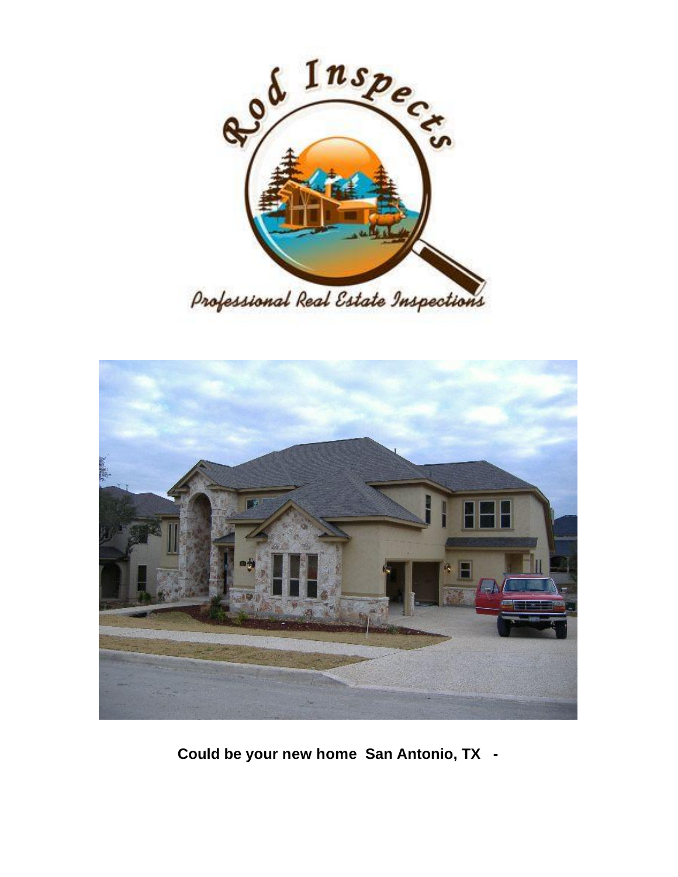**Could be your new home San Antonio, TX -**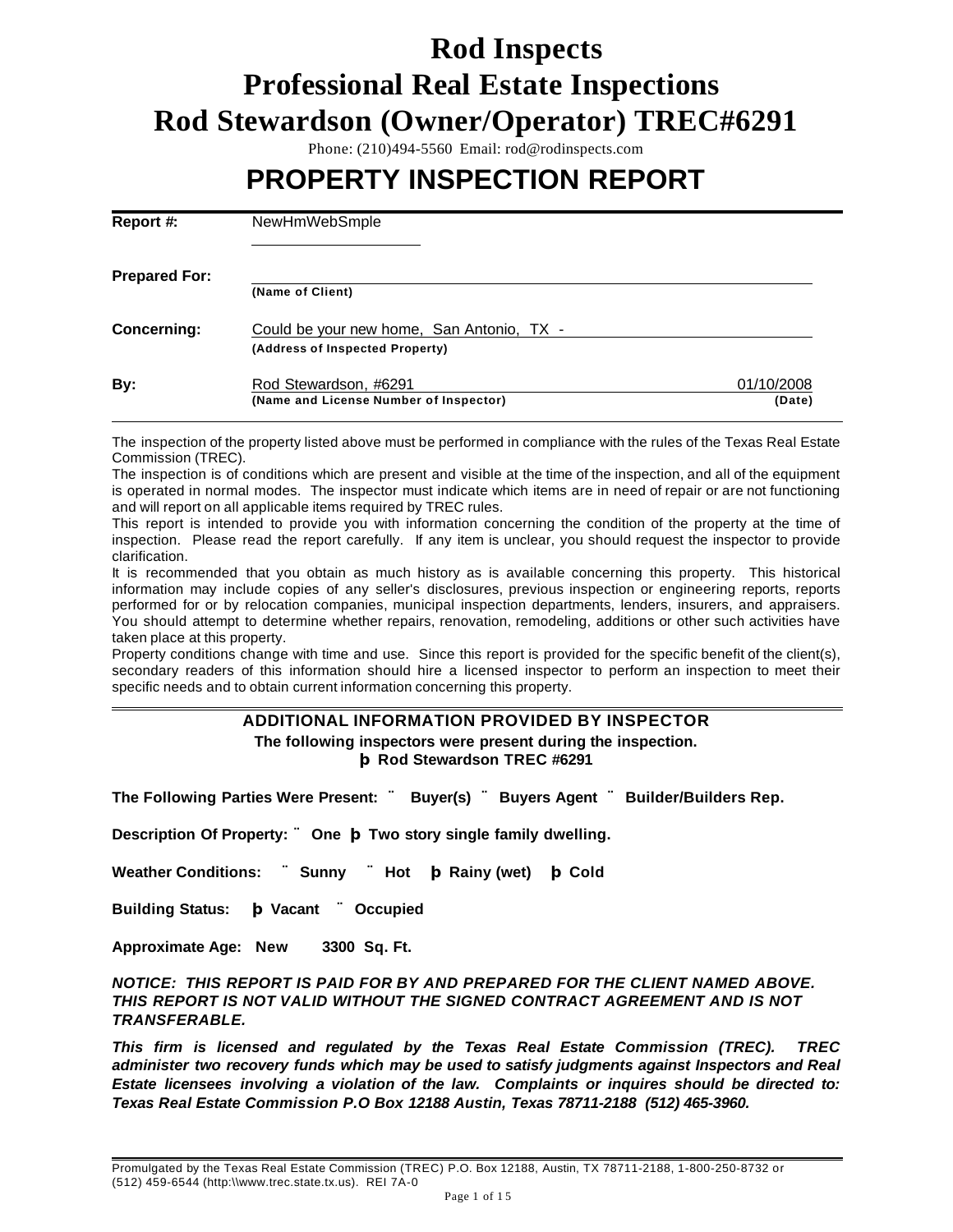# Rod Inspects
# Professional Real Estate Inspections
# Rod Stewardson (Owner/Operator) TREC#6291

Phone: (210)494-5560 Email: rod@rodinspects.com

## PROPERTY INSPECTION REPORT

**Report #:** NewHmWebSmple

**Prepared For:** ______________________
**(Name of Client)**

**Concerning:** Could be your new home, San Antonio, TX -
**(Address of Inspected Property)**

**By:** Rod Stewardson, #6291 — 01/10/2008
**(Name and License Number of Inspector)** — **(Date)**

---

The inspection of the property listed above must be performed in compliance with the rules of the Texas Real Estate Commission (TREC).

The inspection is of conditions which are present and visible at the time of the inspection, and all of the equipment is operated in normal modes. The inspector must indicate which items are in need of repair or are not functioning and will report on all applicable items required by TREC rules.

This report is intended to provide you with information concerning the condition of the property at the time of inspection. Please read the report carefully. If any item is unclear, you should request the inspector to provide clarification.

It is recommended that you obtain as much history as is available concerning this property. This historical information may include copies of any seller's disclosures, previous inspection or engineering reports, reports performed for or by relocation companies, municipal inspection departments, lenders, insurers, and appraisers. You should attempt to determine whether repairs, renovation, remodeling, additions or other such activities have taken place at this property.

Property conditions change with time and use. Since this report is provided for the specific benefit of the client(s), secondary readers of this information should hire a licensed inspector to perform an inspection to meet their specific needs and to obtain current information concerning this property.

---

### ADDITIONAL INFORMATION PROVIDED BY INSPECTOR

**The following inspectors were present during the inspection.**
**þ Rod Stewardson TREC #6291**

**The Following Parties Were Present: ¨ Buyer(s) ¨ Buyers Agent ¨ Builder/Builders Rep.**

**Description Of Property: ¨ One þ Two story single family dwelling.**

**Weather Conditions: ¨ Sunny ¨ Hot þ Rainy (wet) þ Cold**

**Building Status: þ Vacant ¨ Occupied**

**Approximate Age: New 3300 Sq. Ft.**

***NOTICE: THIS REPORT IS PAID FOR BY AND PREPARED FOR THE CLIENT NAMED ABOVE. THIS REPORT IS NOT VALID WITHOUT THE SIGNED CONTRACT AGREEMENT AND IS NOT TRANSFERABLE.***

***This firm is licensed and regulated by the Texas Real Estate Commission (TREC). TREC administer two recovery funds which may be used to satisfy judgments against Inspectors and Real Estate licensees involving a violation of the law. Complaints or inquires should be directed to: Texas Real Estate Commission P.O Box 12188 Austin, Texas 78711-2188 (512) 465-3960.***

Promulgated by the Texas Real Estate Commission (TREC) P.O. Box 12188, Austin, TX 78711-2188, 1-800-250-8732 or (512) 459-6544 (http:\\www.trec.state.tx.us). REI 7A-0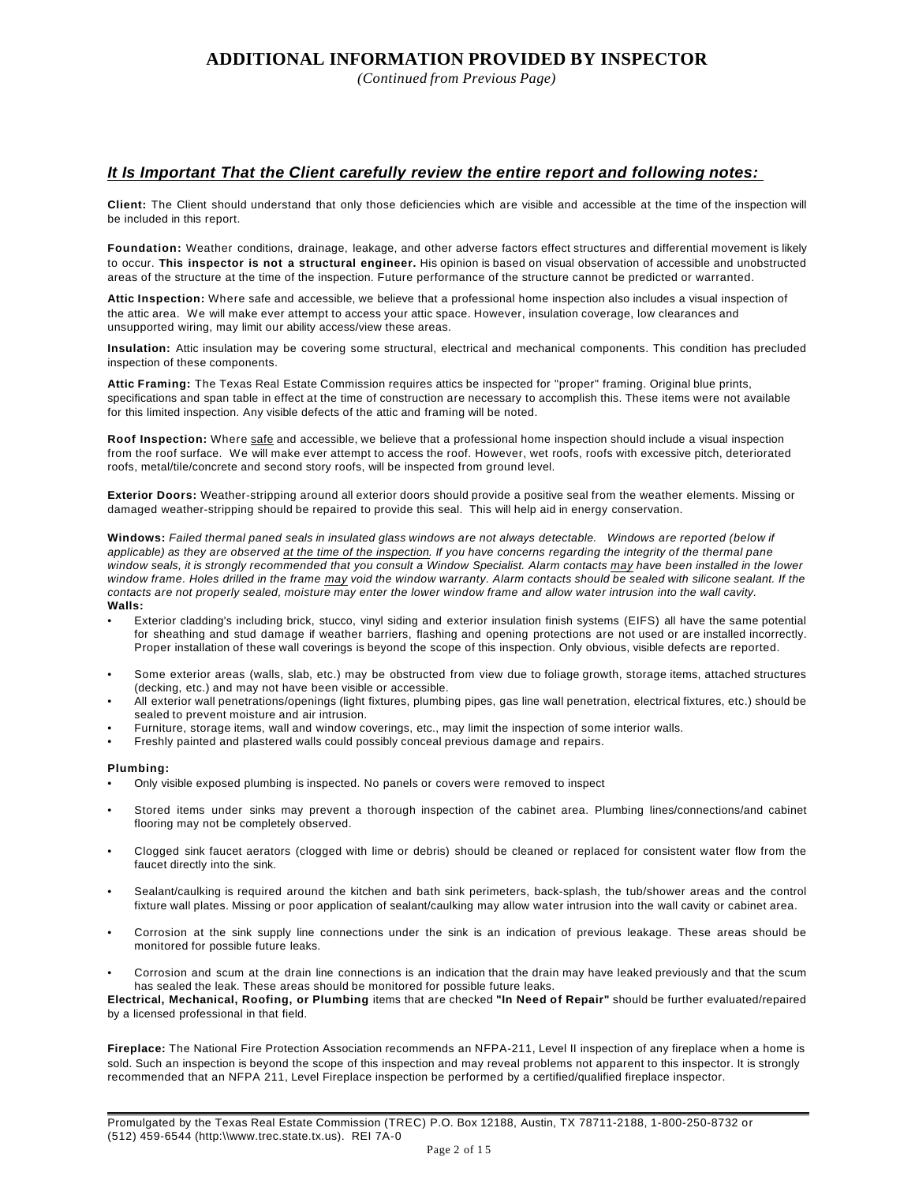# ADDITIONAL INFORMATION PROVIDED BY INSPECTOR

*(Continued from Previous Page)*

## *It Is Important That the Client carefully review the entire report and following notes:*

**Client:** The Client should understand that only those deficiencies which are visible and accessible at the time of the inspection will be included in this report.

**Foundation:** Weather conditions, drainage, leakage, and other adverse factors effect structures and differential movement is likely to occur. **This inspector is not a structural engineer.** His opinion is based on visual observation of accessible and unobstructed areas of the structure at the time of the inspection. Future performance of the structure cannot be predicted or warranted.

**Attic Inspection:** Where safe and accessible, we believe that a professional home inspection also includes a visual inspection of the attic area. We will make ever attempt to access your attic space. However, insulation coverage, low clearances and unsupported wiring, may limit our ability access/view these areas.

**Insulation:** Attic insulation may be covering some structural, electrical and mechanical components. This condition has precluded inspection of these components.

**Attic Framing:** The Texas Real Estate Commission requires attics be inspected for "proper" framing. Original blue prints, specifications and span table in effect at the time of construction are necessary to accomplish this. These items were not available for this limited inspection. Any visible defects of the attic and framing will be noted.

**Roof Inspection:** Where safe and accessible, we believe that a professional home inspection should include a visual inspection from the roof surface. We will make ever attempt to access the roof. However, wet roofs, roofs with excessive pitch, deteriorated roofs, metal/tile/concrete and second story roofs, will be inspected from ground level.

**Exterior Doors:** Weather-stripping around all exterior doors should provide a positive seal from the weather elements. Missing or damaged weather-stripping should be repaired to provide this seal. This will help aid in energy conservation.

**Windows:** *Failed thermal paned seals in insulated glass windows are not always detectable. Windows are reported (below if applicable) as they are observed at the time of the inspection. If you have concerns regarding the integrity of the thermal pane window seals, it is strongly recommended that you consult a Window Specialist. Alarm contacts may have been installed in the lower window frame. Holes drilled in the frame may void the window warranty. Alarm contacts should be sealed with silicone sealant. If the contacts are not properly sealed, moisture may enter the lower window frame and allow water intrusion into the wall cavity.*

**Walls:**

- Exterior cladding's including brick, stucco, vinyl siding and exterior insulation finish systems (EIFS) all have the same potential for sheathing and stud damage if weather barriers, flashing and opening protections are not used or are installed incorrectly. Proper installation of these wall coverings is beyond the scope of this inspection. Only obvious, visible defects are reported.
- Some exterior areas (walls, slab, etc.) may be obstructed from view due to foliage growth, storage items, attached structures (decking, etc.) and may not have been visible or accessible.
- All exterior wall penetrations/openings (light fixtures, plumbing pipes, gas line wall penetration, electrical fixtures, etc.) should be sealed to prevent moisture and air intrusion.
- Furniture, storage items, wall and window coverings, etc., may limit the inspection of some interior walls.
- Freshly painted and plastered walls could possibly conceal previous damage and repairs.

**Plumbing:**

- Only visible exposed plumbing is inspected. No panels or covers were removed to inspect
- Stored items under sinks may prevent a thorough inspection of the cabinet area. Plumbing lines/connections/and cabinet flooring may not be completely observed.
- Clogged sink faucet aerators (clogged with lime or debris) should be cleaned or replaced for consistent water flow from the faucet directly into the sink.
- Sealant/caulking is required around the kitchen and bath sink perimeters, back-splash, the tub/shower areas and the control fixture wall plates. Missing or poor application of sealant/caulking may allow water intrusion into the wall cavity or cabinet area.
- Corrosion at the sink supply line connections under the sink is an indication of previous leakage. These areas should be monitored for possible future leaks.
- Corrosion and scum at the drain line connections is an indication that the drain may have leaked previously and that the scum has sealed the leak. These areas should be monitored for possible future leaks.

**Electrical, Mechanical, Roofing, or Plumbing** items that are checked **"In Need of Repair"** should be further evaluated/repaired by a licensed professional in that field.

**Fireplace:** The National Fire Protection Association recommends an NFPA-211, Level II inspection of any fireplace when a home is sold. Such an inspection is beyond the scope of this inspection and may reveal problems not apparent to this inspector. It is strongly recommended that an NFPA 211, Level Fireplace inspection be performed by a certified/qualified fireplace inspector.

Promulgated by the Texas Real Estate Commission (TREC) P.O. Box 12188, Austin, TX 78711-2188, 1-800-250-8732 or (512) 459-6544 (http:\\www.trec.state.tx.us). REI 7A-0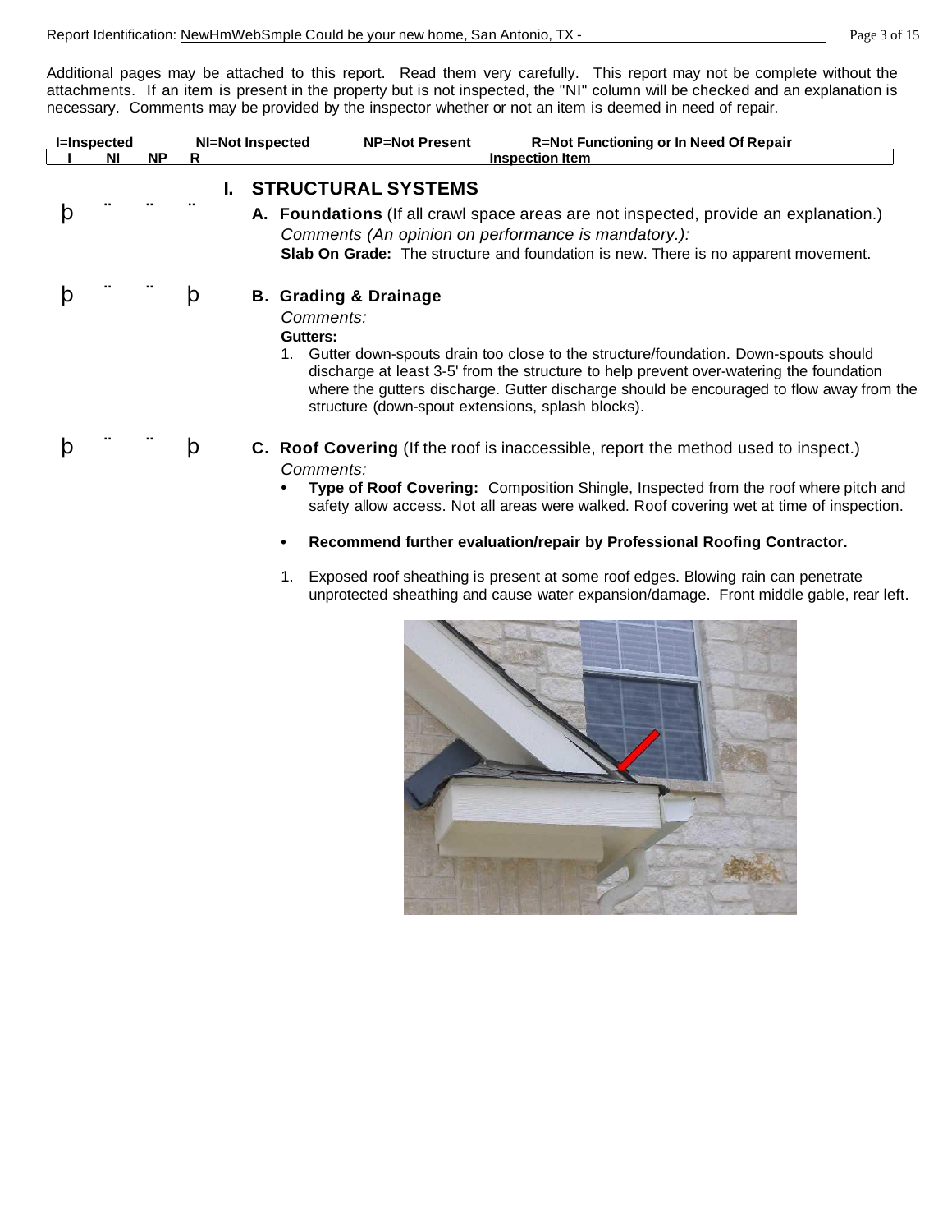Additional pages may be attached to this report. Read them very carefully. This report may not be complete without the attachments. If an item is present in the property but is not inspected, the "NI" column will be checked and an explanation is necessary. Comments may be provided by the inspector whether or not an item is deemed in need of repair.

| I=Inspected | NI=Not Inspected | NP=Not Present | R=Not Functioning or In Need Of Repair |
|---|---|---|---|

| I | NI | NP | R | Inspection Item |
|---|---|---|---|---|

## I. STRUCTURAL SYSTEMS

| I | NI | NP | R | Inspection Item |
|---|---|---|---|---|
| þ | .. | .. | .. | **A. Foundations** (If all crawl space areas are not inspected, provide an explanation.) |

*Comments (An opinion on performance is mandatory.):*

**Slab On Grade:** The structure and foundation is new. There is no apparent movement.

| I | NI | NP | R | Inspection Item |
|---|---|---|---|---|
| þ | .. | .. | þ | **B. Grading & Drainage** |

*Comments:*

**Gutters:**

1. Gutter down-spouts drain too close to the structure/foundation. Down-spouts should discharge at least 3-5' from the structure to help prevent over-watering the foundation where the gutters discharge. Gutter discharge should be encouraged to flow away from the structure (down-spout extensions, splash blocks).

| I | NI | NP | R | Inspection Item |
|---|---|---|---|---|
| þ | .. | .. | þ | **C. Roof Covering** (If the roof is inaccessible, report the method used to inspect.) |

*Comments:*

- **Type of Roof Covering:** Composition Shingle, Inspected from the roof where pitch and safety allow access. Not all areas were walked. Roof covering wet at time of inspection.
- **Recommend further evaluation/repair by Professional Roofing Contractor.**

1. Exposed roof sheathing is present at some roof edges. Blowing rain can penetrate unprotected sheathing and cause water expansion/damage. Front middle gable, rear left.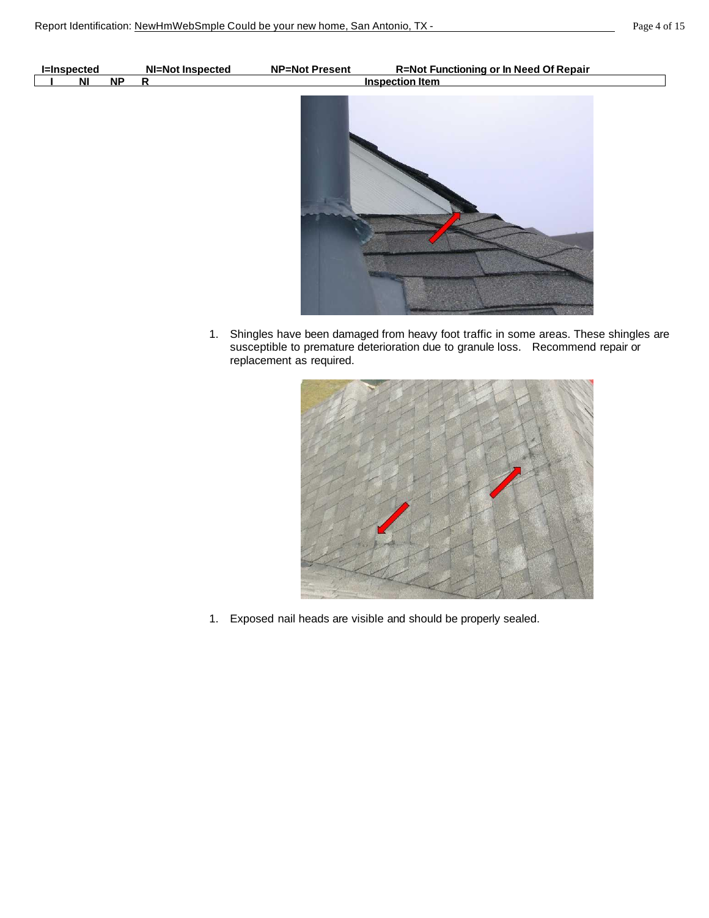| I=Inspected | NI=Not Inspected | NP=Not Present | R=Not Functioning or In Need Of Repair |
|---|---|---|---|

| I | NI | NP | R | Inspection Item |
|---|---|---|---|---|

1. Shingles have been damaged from heavy foot traffic in some areas. These shingles are susceptible to premature deterioration due to granule loss. Recommend repair or replacement as required.

1. Exposed nail heads are visible and should be properly sealed.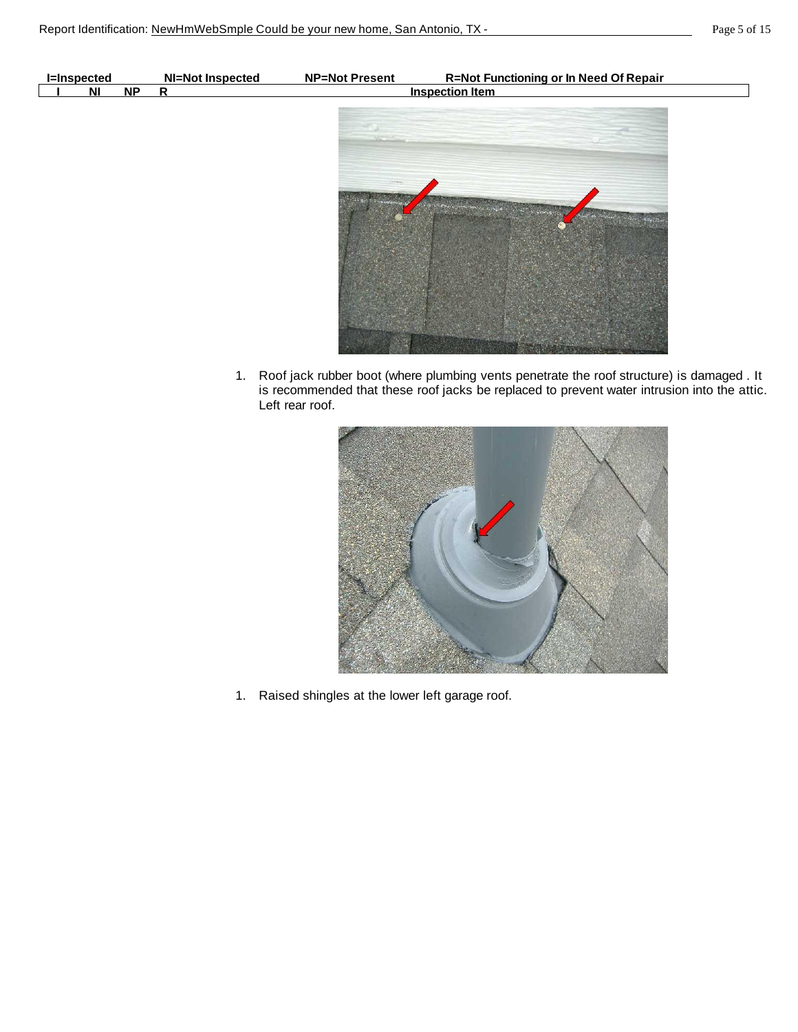| I=Inspected | NI=Not Inspected | NP=Not Present | R=Not Functioning or In Need Of Repair |
| --- | --- | --- | --- |

| I | NI | NP | R | Inspection Item |
| --- | --- | --- | --- | --- |

1. Roof jack rubber boot (where plumbing vents penetrate the roof structure) is damaged . It is recommended that these roof jacks be replaced to prevent water intrusion into the attic. Left rear roof.

1. Raised shingles at the lower left garage roof.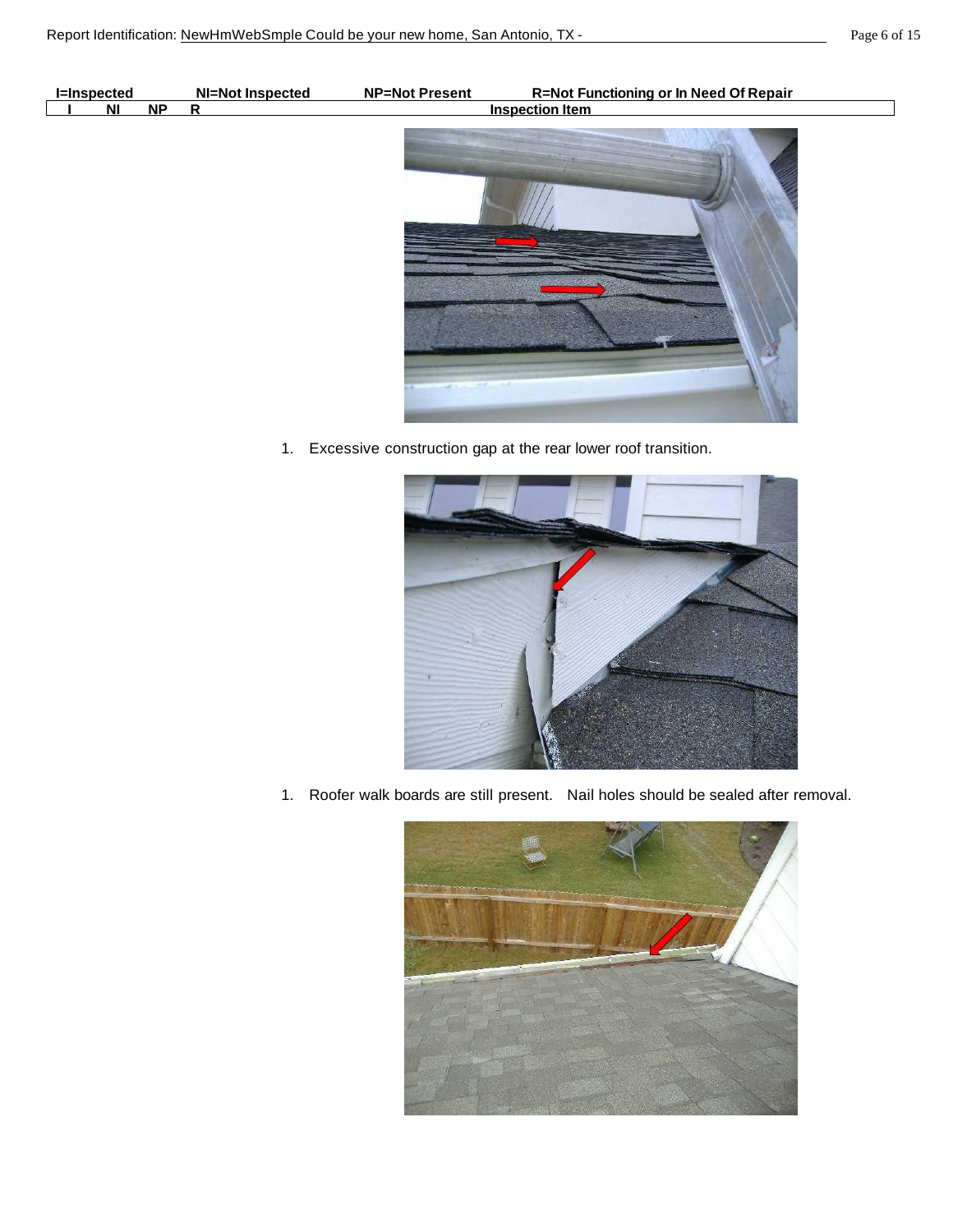| I=Inspected | NI=Not Inspected | NP=Not Present | R=Not Functioning or In Need Of Repair |
|---|---|---|---|

| I | NI | NP | R | Inspection Item |
|---|---|---|---|---|

1. Excessive construction gap at the rear lower roof transition.

1. Roofer walk boards are still present. Nail holes should be sealed after removal.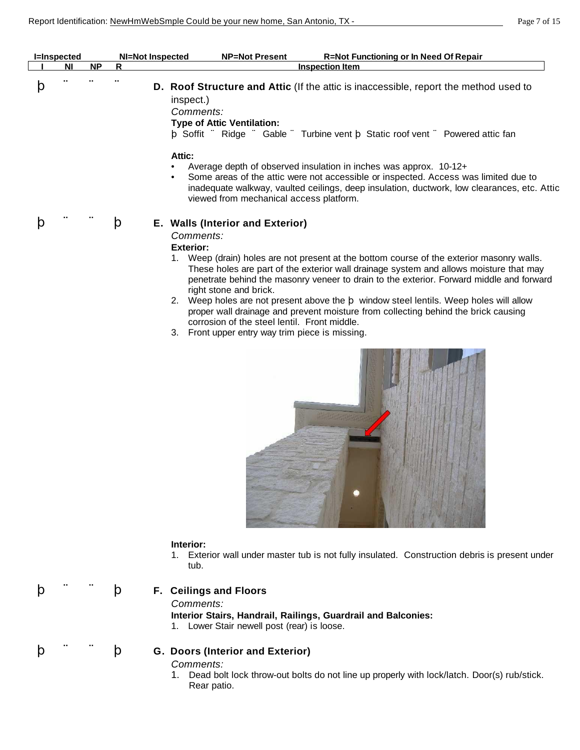| I=Inspected | NI=Not Inspected | NP=Not Present | R=Not Functioning or In Need Of Repair |
|---|---|---|---|

| I | NI | NP | R | Inspection Item |
|---|---|---|---|---|
| þ | ¨ | ¨ | ¨ | **D. Roof Structure and Attic** (If the attic is inaccessible, report the method used to inspect.) |

*Comments:*

**Type of Attic Ventilation:**

þ Soffit ¨ Ridge ¨ Gable ¨ Turbine vent þ Static roof vent ¨ Powered attic fan

**Attic:**

- Average depth of observed insulation in inches was approx. 10-12+
- Some areas of the attic were not accessible or inspected. Access was limited due to inadequate walkway, vaulted ceilings, deep insulation, ductwork, low clearances, etc. Attic viewed from mechanical access platform.

| I | NI | NP | R | Inspection Item |
|---|---|---|---|---|
| þ | ¨ | ¨ | þ | **E. Walls (Interior and Exterior)** |

*Comments:*

**Exterior:**

1. Weep (drain) holes are not present at the bottom course of the exterior masonry walls. These holes are part of the exterior wall drainage system and allows moisture that may penetrate behind the masonry veneer to drain to the exterior. Forward middle and forward right stone and brick.
2. Weep holes are not present above the þ window steel lentils. Weep holes will allow proper wall drainage and prevent moisture from collecting behind the brick causing corrosion of the steel lentil. Front middle.
3. Front upper entry way trim piece is missing.

**Interior:**

1. Exterior wall under master tub is not fully insulated. Construction debris is present under tub.

| I | NI | NP | R | Inspection Item |
|---|---|---|---|---|
| þ | ¨ | ¨ | þ | **F. Ceilings and Floors** |

*Comments:*

**Interior Stairs, Handrail, Railings, Guardrail and Balconies:**

1. Lower Stair newell post (rear) is loose.

| I | NI | NP | R | Inspection Item |
|---|---|---|---|---|
| þ | ¨ | ¨ | þ | **G. Doors (Interior and Exterior)** |

*Comments:*

1. Dead bolt lock throw-out bolts do not line up properly with lock/latch. Door(s) rub/stick. Rear patio.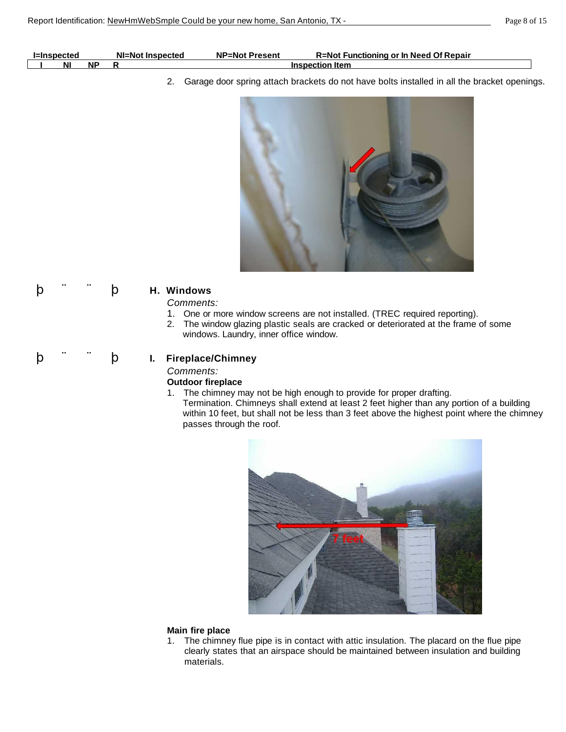| I=Inspected | NI=Not Inspected | NP=Not Present | R=Not Functioning or In Need Of Repair |
|---|---|---|---|

| I | NI | NP | R | Inspection Item |
|---|---|---|---|---|

2. Garage door spring attach brackets do not have bolts installed in all the bracket openings.

þ ¨ ¨ þ **H. Windows**

*Comments:*

1. One or more window screens are not installed. (TREC required reporting).
2. The window glazing plastic seals are cracked or deteriorated at the frame of some windows. Laundry, inner office window.

þ ¨ ¨ þ **I. Fireplace/Chimney**

*Comments:*

**Outdoor fireplace**

1. The chimney may not be high enough to provide for proper drafting.
   Termination. Chimneys shall extend at least 2 feet higher than any portion of a building within 10 feet, but shall not be less than 3 feet above the highest point where the chimney passes through the roof.

**Main fire place**

1. The chimney flue pipe is in contact with attic insulation. The placard on the flue pipe clearly states that an airspace should be maintained between insulation and building materials.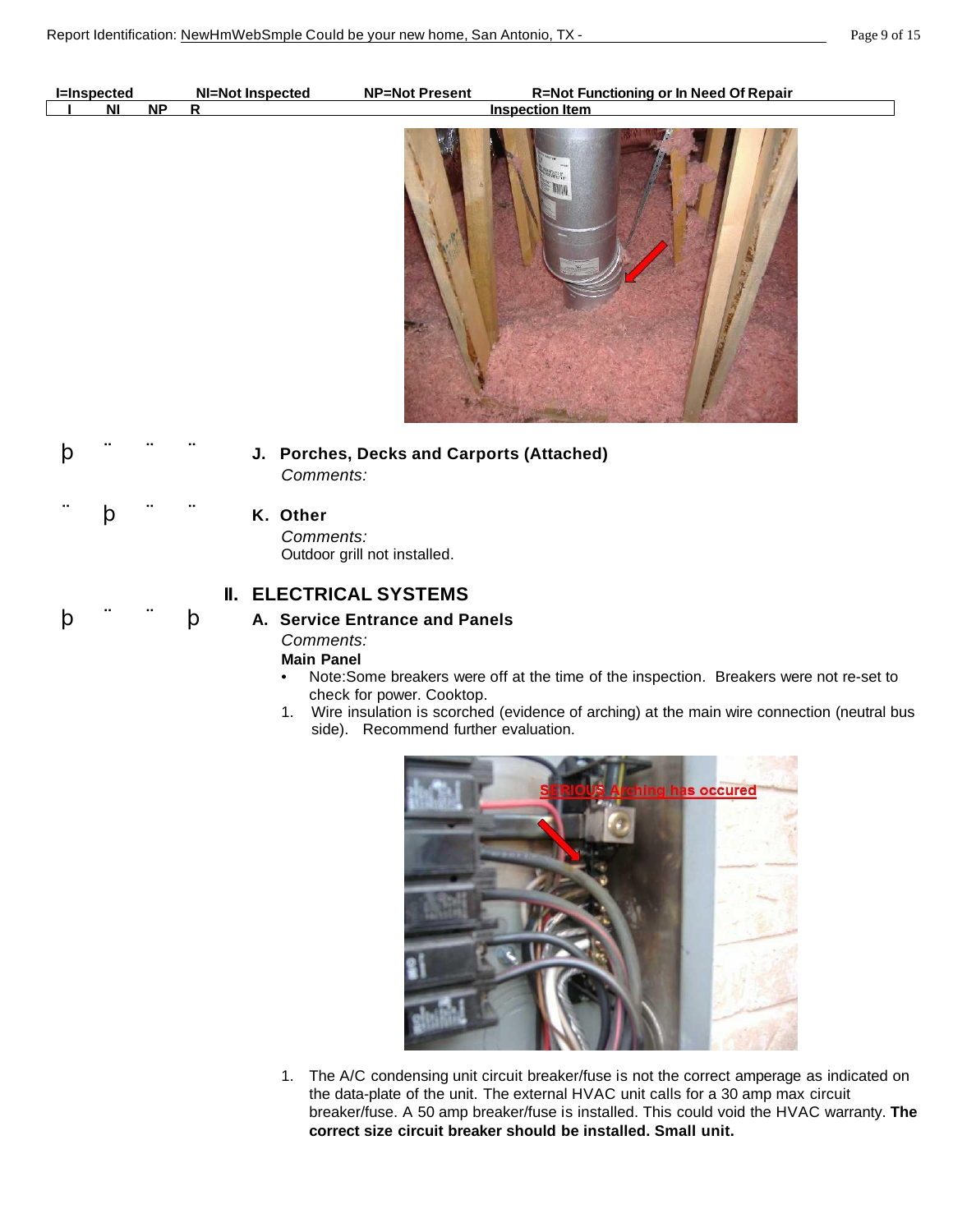| I=Inspected | NI=Not Inspected | NP=Not Present | R=Not Functioning or In Need Of Repair |
|---|---|---|---|

| I | NI | NP | R | Inspection Item |
|---|---|---|---|---|
| þ | | | | **J. Porches, Decks and Carports (Attached)**<br>*Comments:* |
| | þ | | | **K. Other**<br>*Comments:*<br>Outdoor grill not installed. |

## II. ELECTRICAL SYSTEMS

| I | NI | NP | R | Inspection Item |
|---|---|---|---|---|
| þ | | | þ | **A. Service Entrance and Panels** |

*Comments:*

**Main Panel**

- Note:Some breakers were off at the time of the inspection. Breakers were not re-set to check for power. Cooktop.

1. Wire insulation is scorched (evidence of arching) at the main wire connection (neutral bus side). Recommend further evaluation.

1. The A/C condensing unit circuit breaker/fuse is not the correct amperage as indicated on the data-plate of the unit. The external HVAC unit calls for a 30 amp max circuit breaker/fuse. A 50 amp breaker/fuse is installed. This could void the HVAC warranty. **The correct size circuit breaker should be installed. Small unit.**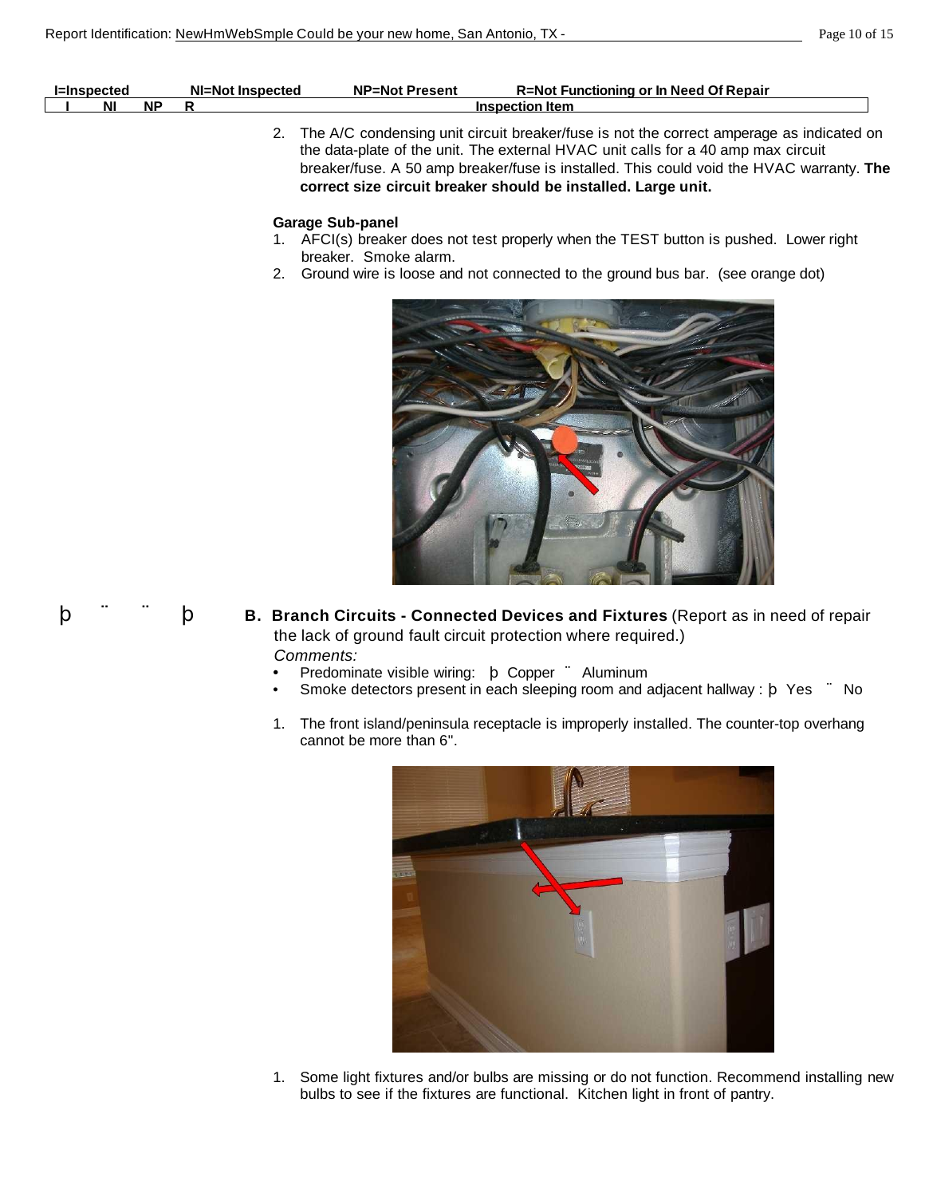| I=Inspected | NI=Not Inspected | NP=Not Present | R=Not Functioning or In Need Of Repair |
|---|---|---|---|

| I | NI | NP | R | Inspection Item |
|---|---|---|---|---|

2. The A/C condensing unit circuit breaker/fuse is not the correct amperage as indicated on the data-plate of the unit. The external HVAC unit calls for a 40 amp max circuit breaker/fuse. A 50 amp breaker/fuse is installed. This could void the HVAC warranty. **The correct size circuit breaker should be installed. Large unit.**

**Garage Sub-panel**

1. AFCI(s) breaker does not test properly when the TEST button is pushed. Lower right breaker. Smoke alarm.
2. Ground wire is loose and not connected to the ground bus bar. (see orange dot)

þ ¨ ¨ þ **B. Branch Circuits - Connected Devices and Fixtures** (Report as in need of repair the lack of ground fault circuit protection where required.)

*Comments:*

- Predominate visible wiring: þ Copper ¨ Aluminum
- Smoke detectors present in each sleeping room and adjacent hallway : þ Yes ¨ No

1. The front island/peninsula receptacle is improperly installed. The counter-top overhang cannot be more than 6".

1. Some light fixtures and/or bulbs are missing or do not function. Recommend installing new bulbs to see if the fixtures are functional. Kitchen light in front of pantry.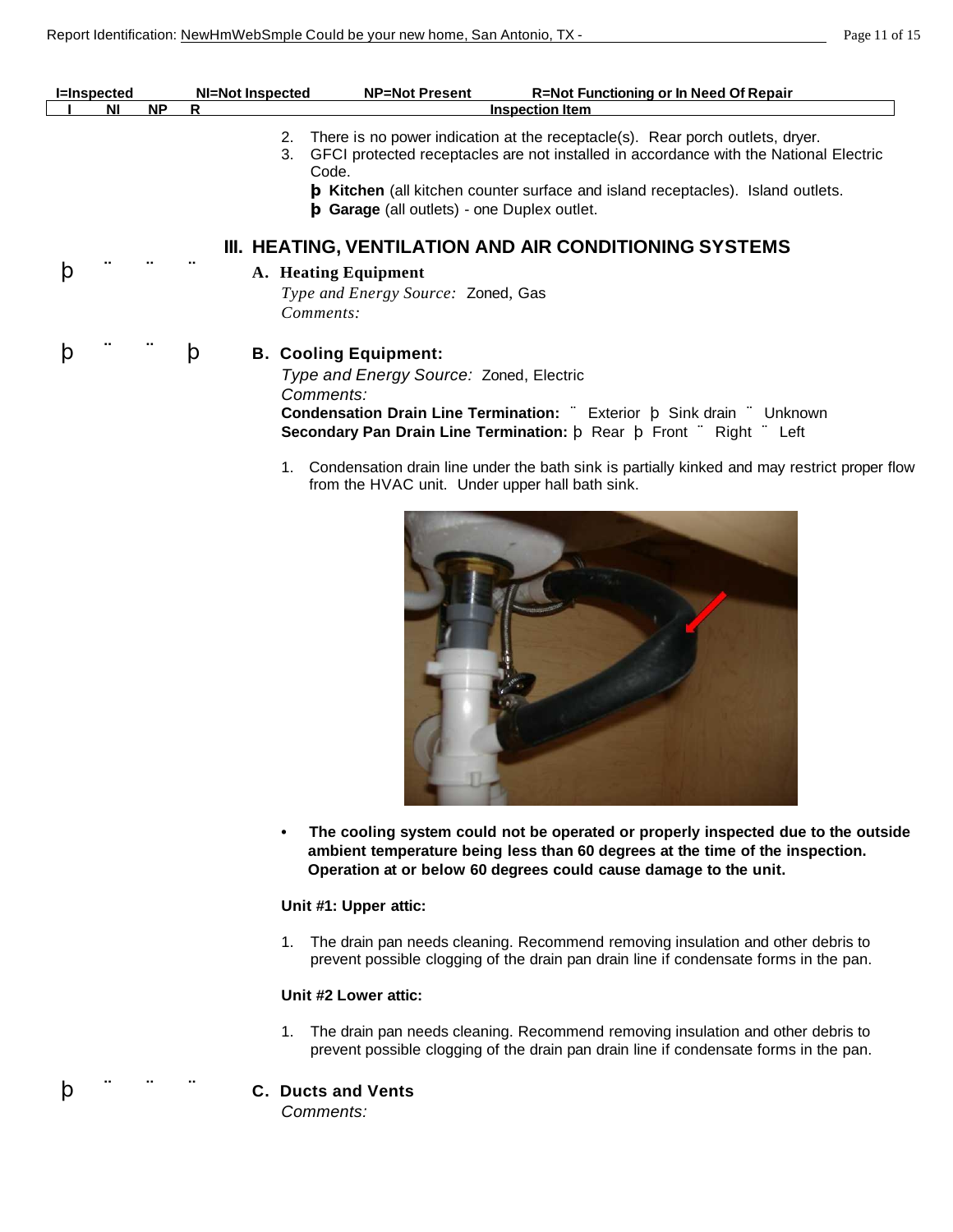| I=Inspected | NI=Not Inspected | NP=Not Present | R=Not Functioning or In Need Of Repair |
|---|---|---|---|

2. There is no power indication at the receptacle(s). Rear porch outlets, dryer.
3. GFCI protected receptacles are not installed in accordance with the National Electric Code.
   - þ **Kitchen** (all kitchen counter surface and island receptacles). Island outlets.
   - þ **Garage** (all outlets) - one Duplex outlet.

## III. HEATING, VENTILATION AND AIR CONDITIONING SYSTEMS

þ ¨ ¨ ¨ **A. Heating Equipment**

*Type and Energy Source:* Zoned, Gas

*Comments:*

þ ¨ ¨ þ **B. Cooling Equipment:**

*Type and Energy Source:* Zoned, Electric

*Comments:*

**Condensation Drain Line Termination:** ¨ Exterior þ Sink drain ¨ Unknown

**Secondary Pan Drain Line Termination:** þ Rear þ Front ¨ Right ¨ Left

1. Condensation drain line under the bath sink is partially kinked and may restrict proper flow from the HVAC unit. Under upper hall bath sink.

- **The cooling system could not be operated or properly inspected due to the outside ambient temperature being less than 60 degrees at the time of the inspection. Operation at or below 60 degrees could cause damage to the unit.**

**Unit #1: Upper attic:**

1. The drain pan needs cleaning. Recommend removing insulation and other debris to prevent possible clogging of the drain pan drain line if condensate forms in the pan.

**Unit #2 Lower attic:**

1. The drain pan needs cleaning. Recommend removing insulation and other debris to prevent possible clogging of the drain pan drain line if condensate forms in the pan.

þ ¨ ¨ ¨ **C. Ducts and Vents**

*Comments:*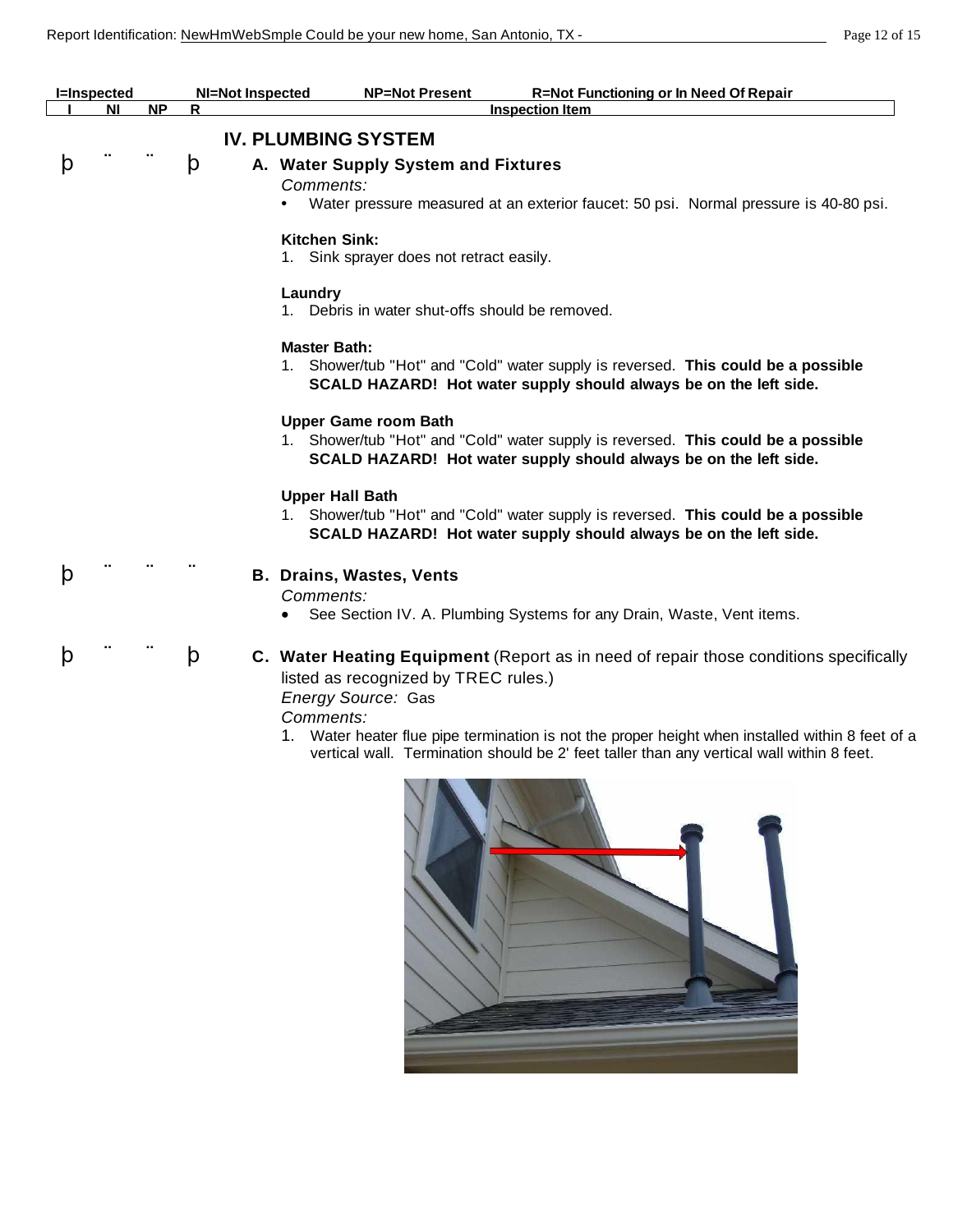| I=Inspected | NI=Not Inspected | NP=Not Present | R=Not Functioning or In Need Of Repair |
|---|---|---|---|

| I | NI | NP | R | Inspection Item |
|---|---|---|---|---|

## IV. PLUMBING SYSTEM

þ ¨ ¨ þ

### A. Water Supply System and Fixtures

*Comments:*

- Water pressure measured at an exterior faucet: 50 psi. Normal pressure is 40-80 psi.

**Kitchen Sink:**

1. Sink sprayer does not retract easily.

**Laundry**

1. Debris in water shut-offs should be removed.

**Master Bath:**

1. Shower/tub "Hot" and "Cold" water supply is reversed. **This could be a possible SCALD HAZARD! Hot water supply should always be on the left side.**

**Upper Game room Bath**

1. Shower/tub "Hot" and "Cold" water supply is reversed. **This could be a possible SCALD HAZARD! Hot water supply should always be on the left side.**

**Upper Hall Bath**

1. Shower/tub "Hot" and "Cold" water supply is reversed. **This could be a possible SCALD HAZARD! Hot water supply should always be on the left side.**

þ ¨ ¨ ¨

### B. Drains, Wastes, Vents

*Comments:*

- See Section IV. A. Plumbing Systems for any Drain, Waste, Vent items.

þ ¨ ¨ þ

### C. Water Heating Equipment (Report as in need of repair those conditions specifically listed as recognized by TREC rules.)

*Energy Source:* Gas

*Comments:*

1. Water heater flue pipe termination is not the proper height when installed within 8 feet of a vertical wall. Termination should be 2' feet taller than any vertical wall within 8 feet.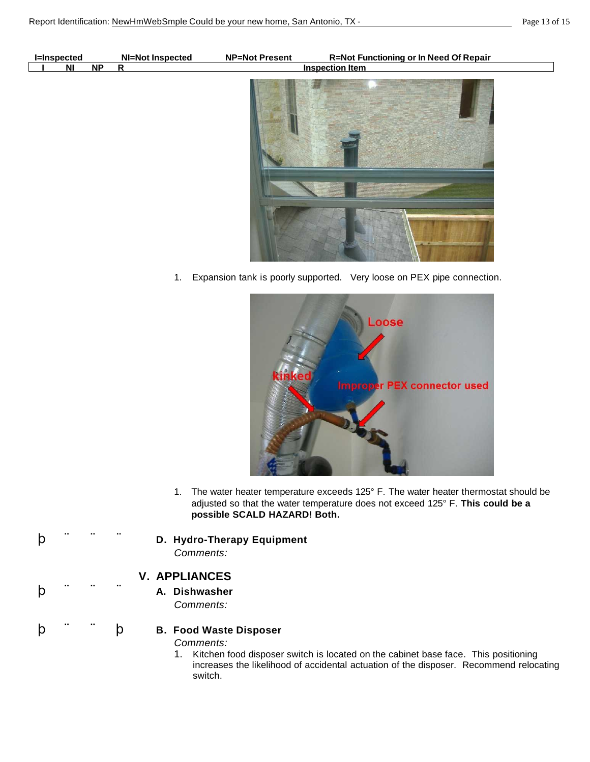| I=Inspected | NI=Not Inspected | NP=Not Present | R=Not Functioning or In Need Of Repair |
|---|---|---|---|

| I | NI | NP | R | Inspection Item |
|---|---|---|---|---|

1. Expansion tank is poorly supported. Very loose on PEX pipe connection.

1. The water heater temperature exceeds 125° F. The water heater thermostat should be adjusted so that the water temperature does not exceed 125° F. **This could be a possible SCALD HAZARD! Both.**

þ .. .. .. **D. Hydro-Therapy Equipment**

*Comments:*

## V. APPLIANCES

þ .. .. .. **A. Dishwasher**

*Comments:*

þ .. .. þ **B. Food Waste Disposer**

*Comments:*

1. Kitchen food disposer switch is located on the cabinet base face. This positioning increases the likelihood of accidental actuation of the disposer. Recommend relocating switch.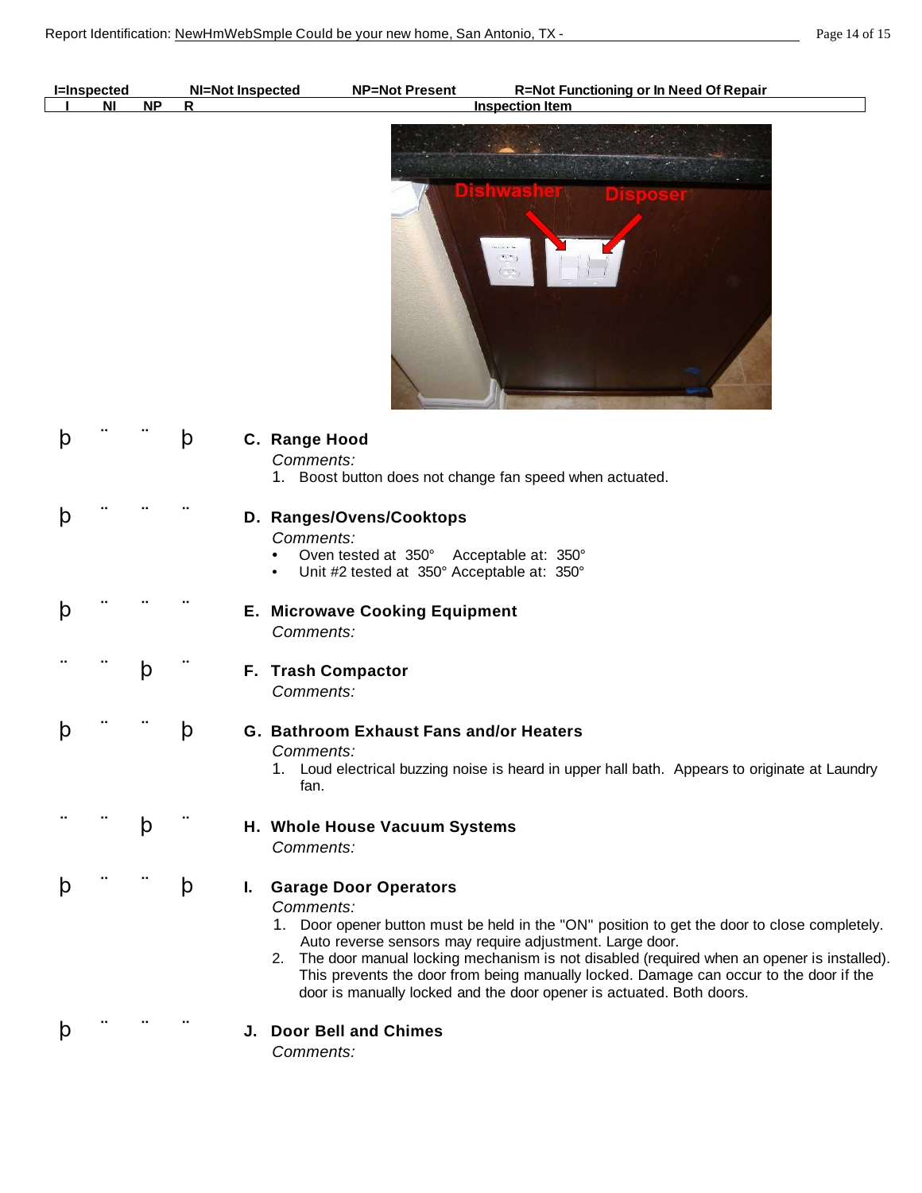| I=Inspected | NI=Not Inspected | NP=Not Present | R=Not Functioning or In Need Of Repair | |
|---|---|---|---|---|
| **I** | **NI** | **NP** | **R** | **Inspection Item** |
| þ | ¨ | ¨ | þ | **C. Range Hood**<br>*Comments:*<br>1. Boost button does not change fan speed when actuated. |
| þ | ¨ | ¨ | ¨ | **D. Ranges/Ovens/Cooktops**<br>*Comments:*<br>• Oven tested at 350° Acceptable at: 350°<br>• Unit #2 tested at 350° Acceptable at: 350° |
| þ | ¨ | ¨ | ¨ | **E. Microwave Cooking Equipment**<br>*Comments:* |
| ¨ | ¨ | þ | ¨ | **F. Trash Compactor**<br>*Comments:* |
| þ | ¨ | ¨ | þ | **G. Bathroom Exhaust Fans and/or Heaters**<br>*Comments:*<br>1. Loud electrical buzzing noise is heard in upper hall bath. Appears to originate at Laundry fan. |
| ¨ | ¨ | þ | ¨ | **H. Whole House Vacuum Systems**<br>*Comments:* |
| þ | ¨ | ¨ | þ | **I. Garage Door Operators**<br>*Comments:*<br>1. Door opener button must be held in the "ON" position to get the door to close completely. Auto reverse sensors may require adjustment. Large door.<br>2. The door manual locking mechanism is not disabled (required when an opener is installed). This prevents the door from being manually locked. Damage can occur to the door if the door is manually locked and the door opener is actuated. Both doors. |
| þ | ¨ | ¨ | ¨ | **J. Door Bell and Chimes**<br>*Comments:* |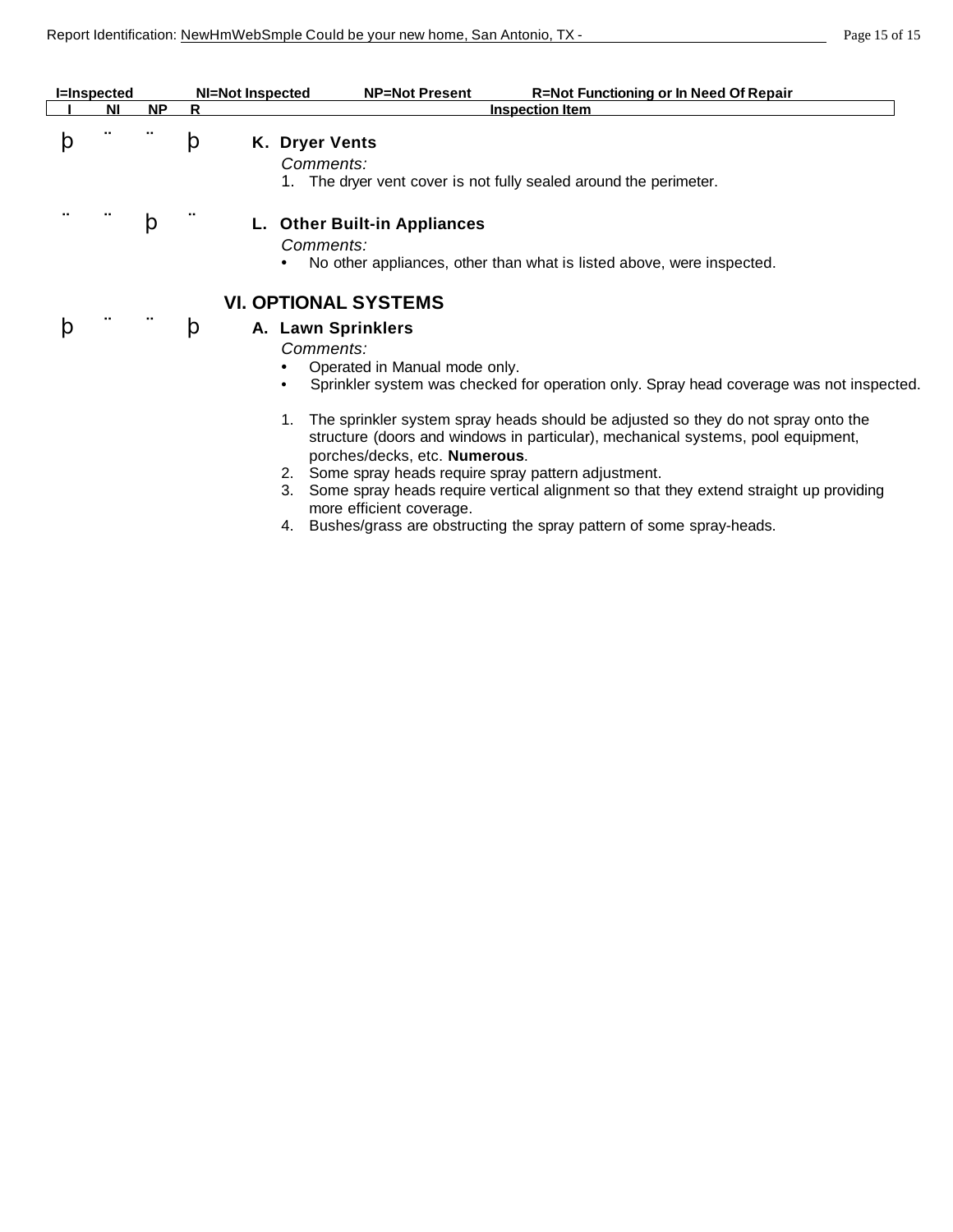I=Inspected NI=Not Inspected NP=Not Present R=Not Functioning or In Need Of Repair

| I | NI | NP | R | Inspection Item |
|---|---|---|---|---|

þ ¨ ¨ þ **K. Dryer Vents**

*Comments:*

1. The dryer vent cover is not fully sealed around the perimeter.

¨ ¨ þ ¨ **L. Other Built-in Appliances**

*Comments:*

- No other appliances, other than what is listed above, were inspected.

## VI. OPTIONAL SYSTEMS

þ ¨ ¨ þ **A. Lawn Sprinklers**

*Comments:*

- Operated in Manual mode only.
- Sprinkler system was checked for operation only. Spray head coverage was not inspected.

1. The sprinkler system spray heads should be adjusted so they do not spray onto the structure (doors and windows in particular), mechanical systems, pool equipment, porches/decks, etc. **Numerous**.
2. Some spray heads require spray pattern adjustment.
3. Some spray heads require vertical alignment so that they extend straight up providing more efficient coverage.
4. Bushes/grass are obstructing the spray pattern of some spray-heads.